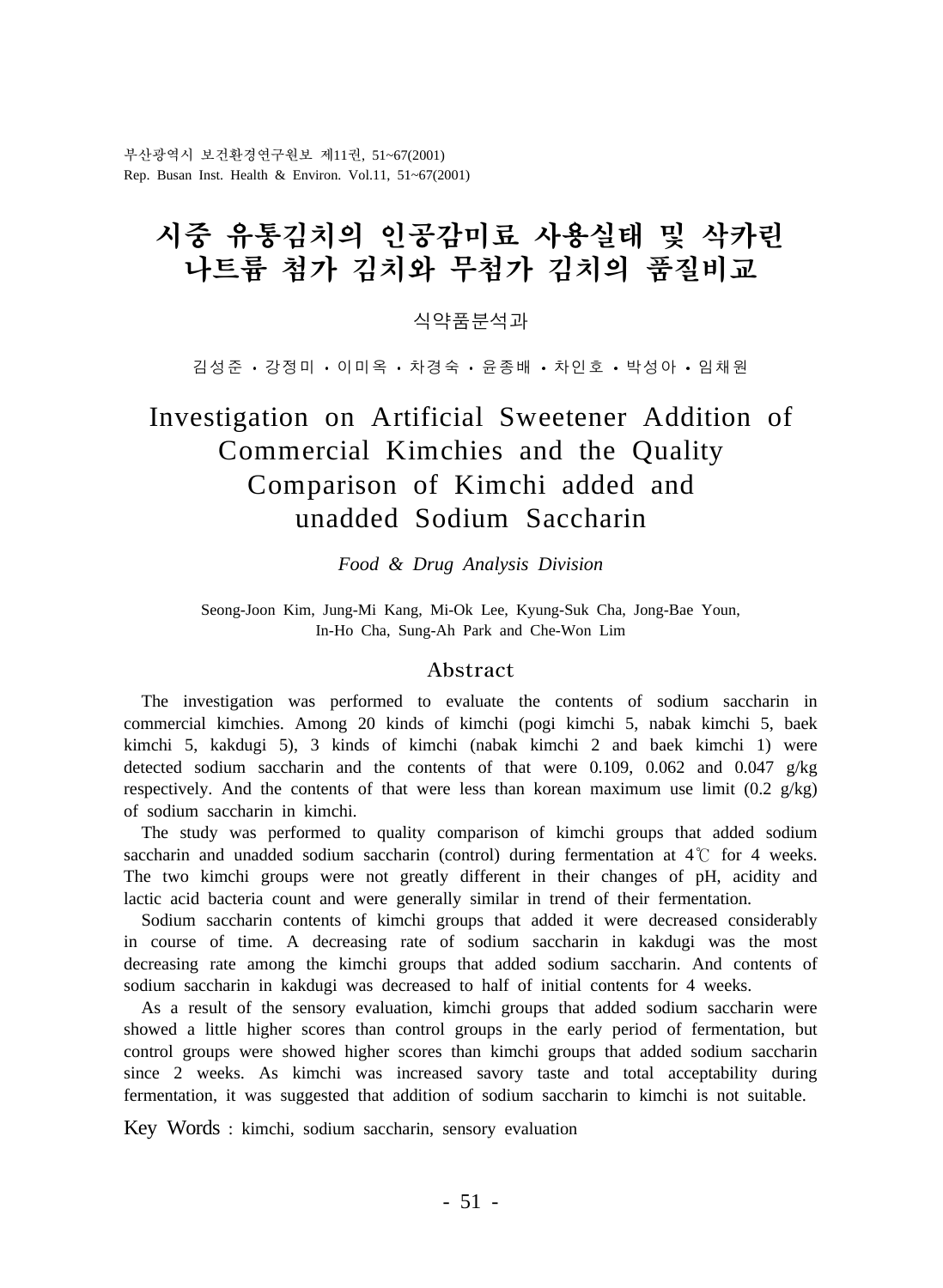# 시중 유통김치의 인공감미료 사용실태 및 삭카린 나트륨 첨가 김치와 무첨가 김치의 품질비교

식약품분석과

김성준 · 강정미 · 이미옥 · 차경숙 · 윤종배 · 차인호 · 박성아 · 임채원

# Investigation on Artificial Sweetener Addition of Commercial Kimchies and the Quality Comparison of Kimchi added and unadded Sodium Saccharin

*Food & Drug Analysis Division*

Seong-Joon Kim, Jung-Mi Kang, Mi-Ok Lee, Kyung-Suk Cha, Jong-Bae Youn, In-Ho Cha, Sung-Ah Park and Che-Won Lim

## Abstract

The investigation was performed to evaluate the contents of sodium saccharin in commercial kimchies. Among 20 kinds of kimchi (pogi kimchi 5, nabak kimchi 5, baek kimchi 5, kakdugi 5), 3 kinds of kimchi (nabak kimchi 2 and baek kimchi 1) were detected sodium saccharin and the contents of that were 0.109, 0.062 and 0.047 g/kg respectively. And the contents of that were less than korean maximum use limit (0.2 g/kg) of sodium saccharin in kimchi.

The study was performed to quality comparison of kimchi groups that added sodium saccharin and unadded sodium saccharin (control) during fermentation at 4℃ for 4 weeks. The two kimchi groups were not greatly different in their changes of pH, acidity and lactic acid bacteria count and were generally similar in trend of their fermentation.

Sodium saccharin contents of kimchi groups that added it were decreased considerably in course of time. A decreasing rate of sodium saccharin in kakdugi was the most decreasing rate among the kimchi groups that added sodium saccharin. And contents of sodium saccharin in kakdugi was decreased to half of initial contents for 4 weeks.

As a result of the sensory evaluation, kimchi groups that added sodium saccharin were showed a little higher scores than control groups in the early period of fermentation, but control groups were showed higher scores than kimchi groups that added sodium saccharin since 2 weeks. As kimchi was increased savory taste and total acceptability during fermentation, it was suggested that addition of sodium saccharin to kimchi is not suitable.

Key Words : kimchi, sodium saccharin, sensory evaluation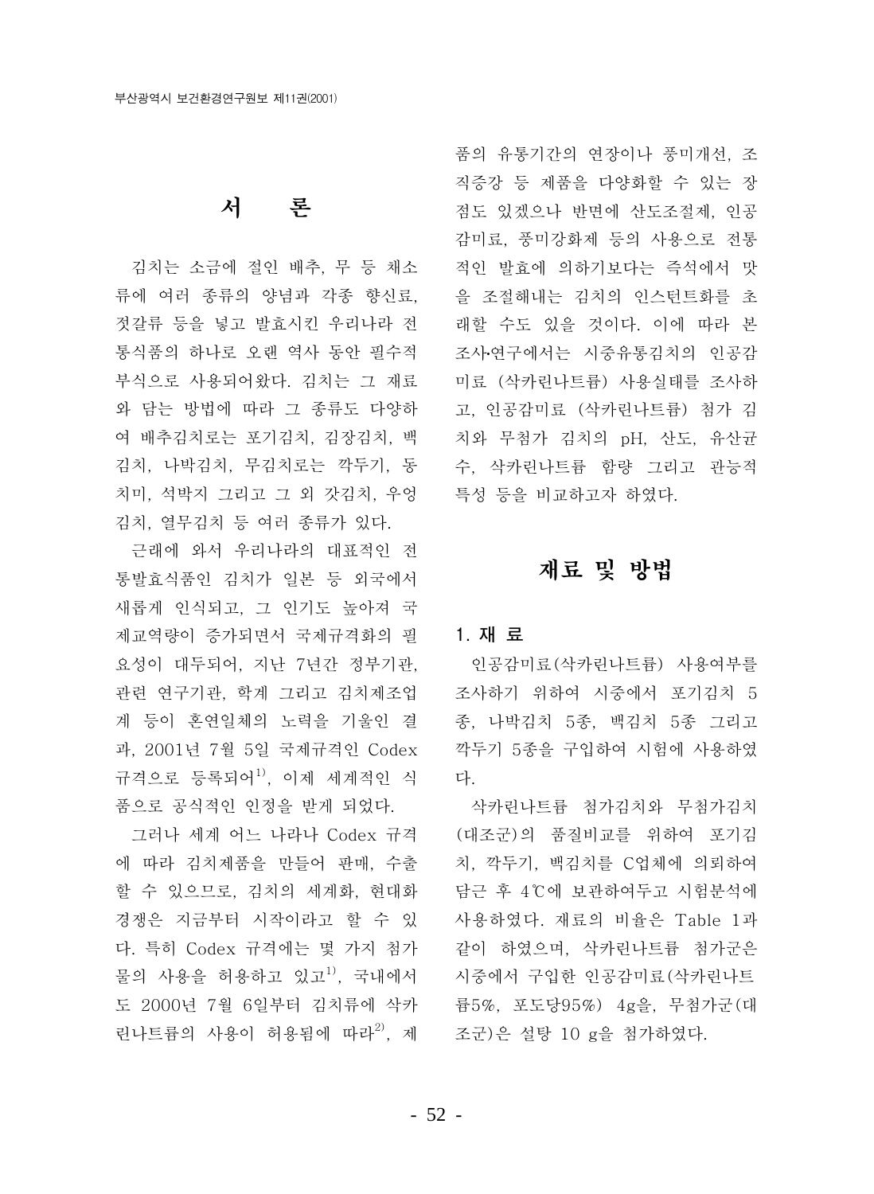# 서 론

김치는 소금에 절인 배추, 무 등 채소류에 여러 종류의 양념과 각종 향신료, 젓갈류 등을 넣고 발효시킨 우리나라 전통식품의 하나로 오랜 역사 동안 필수적 부식으로 사용되어왔다. 김치는 그 재료와 담는 방법에 따라 그 종류도 다양하여 배추김치로는 포기김치, 김장김치, 백김치, 나박김치, 무김치로는 깍두기, 동치미, 석박지 그리고 그 외 갓김치, 우엉김치, 열무김치 등 여러 종류가 있다.

근래에 와서 우리나라의 대표적인 전통발효식품인 김치가 일본 등 외국에서 새롭게 인식되고, 그 인기도 높아져 국제교역량이 증가되면서 국제규격화의 필요성이 대두되어, 지난 7년간 정부기관, 관련 연구기관, 학계 그리고 김치제조업계 등이 혼연일체의 노력을 기울인 결과, 2001년 7월 5일 국제규격인 Codex 규격으로 등록되어[1], 이제 세계적인 식품으로 공식적인 인정을 받게 되었다.

그러나 세계 어느 나라나 Codex 규격에 따라 김치제품을 만들어 판매, 수출할 수 있으므로, 김치의 세계화, 현대화 경쟁은 지금부터 시작이라고 할 수 있다. 특히 Codex 규격에는 몇 가지 첨가물의 사용을 허용하고 있고[1], 국내에서도 2000년 7월 6일부터 김치류에 삭카린나트륨의 사용이 허용됨에 따라[2], 제품의 유통기간의 연장이나 풍미개선, 조직증강 등 제품을 다양화할 수 있는 장점도 있겠으나 반면에 산도조절제, 인공감미료, 풍미강화제 등의 사용으로 전통적인 발효에 의하기보다는 즉석에서 맛을 조절해내는 김치의 인스턴트화를 초래할 수도 있을 것이다. 이에 따라 본 조사·연구에서는 시중유통김치의 인공감미료 (삭카린나트륨) 사용실태를 조사하고, 인공감미료 (삭카린나트륨) 첨가 김치와 무첨가 김치의 pH, 산도, 유산균수, 삭카린나트륨 함량 그리고 관능적 특성 등을 비교하고자 하였다.

# 재료 및 방법

## 1. 재 료

인공감미료(삭카린나트륨) 사용여부를 조사하기 위하여 시중에서 포기김치 5종, 나박김치 5종, 백김치 5종 그리고 깍두기 5종을 구입하여 시험에 사용하였다.

삭카린나트륨 첨가김치와 무첨가김치(대조군)의 품질비교를 위하여 포기김치, 깍두기, 백김치를 C업체에 의뢰하여 담근 후 4℃에 보관하여두고 시험분석에 사용하였다. 재료의 비율은 Table 1과 같이 하였으며, 삭카린나트륨 첨가군은 시중에서 구입한 인공감미료(삭카린나트륨5%, 포도당95%) 4g을, 무첨가군(대조군)은 설탕 10 g을 첨가하였다.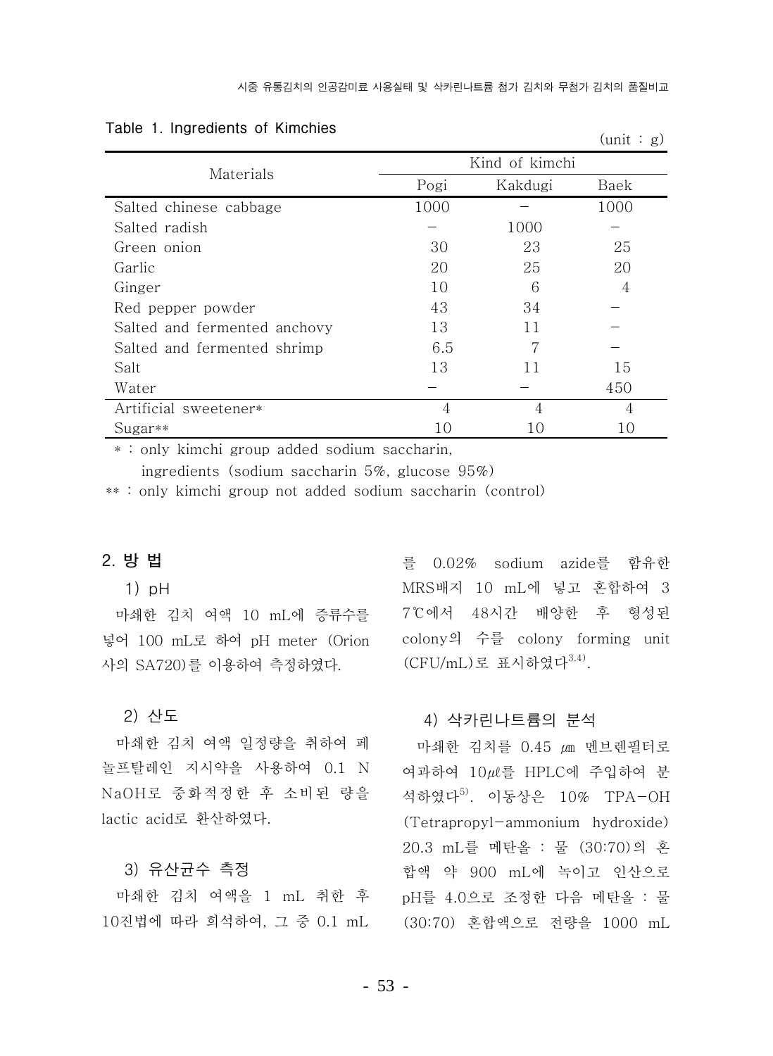Table 1. Ingredients of Kimchies

(unit : g)

| Materials | Kind of kimchi | | |
|---|---|---|---|
| | Pogi | Kakdugi | Baek |
| Salted chinese cabbage | 1000 | − | 1000 |
| Salted radish | − | 1000 | − |
| Green onion | 30 | 23 | 25 |
| Garlic | 20 | 25 | 20 |
| Ginger | 10 | 6 | 4 |
| Red pepper powder | 43 | 34 | − |
| Salted and fermented anchovy | 13 | 11 | − |
| Salted and fermented shrimp | 6.5 | 7 | − |
| Salt | 13 | 11 | 15 |
| Water | − | − | 450 |
| Artificial sweetener* | 4 | 4 | 4 |
| Sugar** | 10 | 10 | 10 |

* : only kimchi group added sodium saccharin, ingredients (sodium saccharin 5%, glucose 95%)

** : only kimchi group not added sodium saccharin (control)

## 2. 방 법

### 1) pH

마쇄한 김치 여액 10 mL에 증류수를 넣어 100 mL로 하여 pH meter (Orion 사의 SA720)를 이용하여 측정하였다.

### 2) 산도

마쇄한 김치 여액 일정량을 취하여 페놀프탈레인 지시약을 사용하여 0.1 N NaOH로 중화적정한 후 소비된 량을 lactic acid로 환산하였다.

### 3) 유산균수 측정

마쇄한 김치 여액을 1 mL 취한 후 10진법에 따라 희석하여, 그 중 0.1 mL를 0.02% sodium azide를 함유한 MRS배지 10 mL에 넣고 혼합하여 37℃에서 48시간 배양한 후 형성된 colony의 수를 colony forming unit (CFU/mL)로 표시하였다[3,4].

### 4) 삭카린나트륨의 분석

마쇄한 김치를 0.45 ㎛ 멤브렌필터로 여과하여 10㎕를 HPLC에 주입하여 분석하였다[5]. 이동상은 10% TPA-OH (Tetrapropyl-ammonium hydroxide) 20.3 mL를 메탄올 : 물 (30:70)의 혼합액 약 900 mL에 녹이고 인산으로 pH를 4.0으로 조정한 다음 메탄올 : 물 (30:70) 혼합액으로 전량을 1000 mL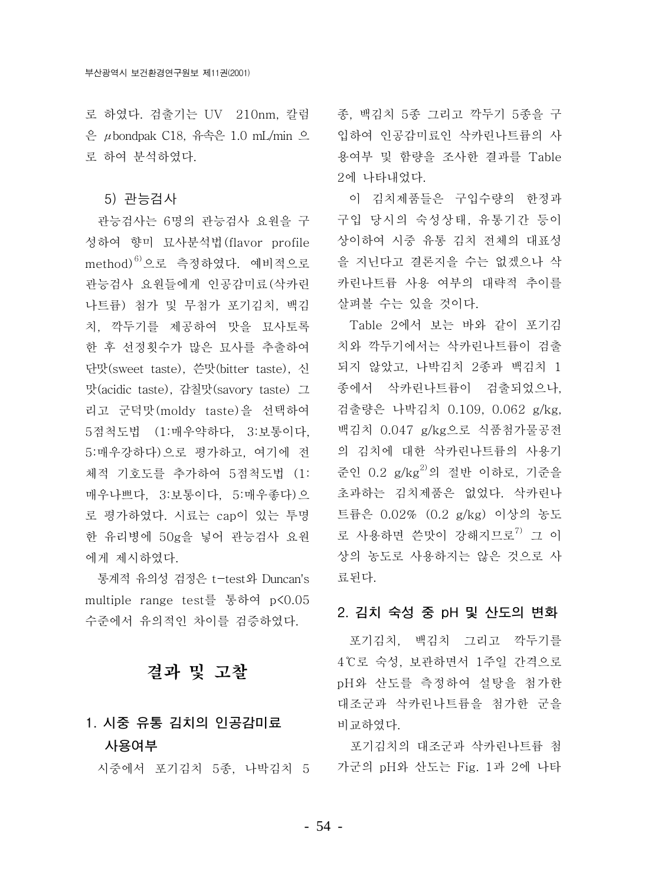로 하였다. 검출기는 UV 210nm, 칼럼은 μbondpak C18, 유속은 1.0 mL/min 으로 하여 분석하였다.

### 5) 관능검사

관능검사는 6명의 관능검사 요원을 구성하여 향미 묘사분석법(flavor profile method)[6]으로 측정하였다. 예비적으로 관능검사 요원들에게 인공감미료(삭카린나트륨) 첨가 및 무첨가 포기김치, 백김치, 깍두기를 제공하여 맛을 묘사토록 한 후 선정횟수가 많은 묘사를 추출하여 단맛(sweet taste), 쓴맛(bitter taste), 신맛(acidic taste), 감칠맛(savory taste) 그리고 군덕맛(moldy taste)을 선택하여 5점척도법 (1:매우약하다, 3:보통이다, 5:매우강하다)으로 평가하고, 여기에 전체적 기호도를 추가하여 5점척도법 (1:매우나쁘다, 3:보통이다, 5:매우좋다)으로 평가하였다. 시료는 cap이 있는 투명한 유리병에 50g을 넣어 관능검사 요원에게 제시하였다.

통계적 유의성 검정은 t-test와 Duncan's multiple range test를 통하여 $p<0.05$ 수준에서 유의적인 차이를 검증하였다.

# 결과 및 고찰

## 1. 시중 유통 김치의 인공감미료 사용여부

시중에서 포기김치 5종, 나박김치 5종, 백김치 5종 그리고 깍두기 5종을 구입하여 인공감미료인 삭카린나트륨의 사용여부 및 함량을 조사한 결과를 Table 2에 나타내었다.

이 김치제품들은 구입수량의 한정과 구입 당시의 숙성상태, 유통기간 등이 상이하여 시중 유통 김치 전체의 대표성을 지닌다고 결론지을 수는 없겠으나 삭카린나트륨 사용 여부의 대략적 추이를 살펴볼 수는 있을 것이다.

Table 2에서 보는 바와 같이 포기김치와 깍두기에서는 삭카린나트륨이 검출되지 않았고, 나박김치 2종과 백김치 1종에서 삭카린나트륨이 검출되었으나, 검출량은 나박김치 0.109, 0.062 g/kg, 백김치 0.047 g/kg으로 식품첨가물공전의 김치에 대한 삭카린나트륨의 사용기준인 0.2 g/kg[2]의 절반 이하로, 기준을 초과하는 김치제품은 없었다. 삭카린나트륨은 0.02% (0.2 g/kg) 이상의 농도로 사용하면 쓴맛이 강해지므로[7] 그 이상의 농도로 사용하지는 않은 것으로 사료된다.

## 2. 김치 숙성 중 pH 및 산도의 변화

포기김치, 백김치 그리고 깍두기를 4℃로 숙성, 보관하면서 1주일 간격으로 pH와 산도를 측정하여 설탕을 첨가한 대조군과 삭카린나트륨을 첨가한 군을 비교하였다.

포기김치의 대조군과 삭카린나트륨 첨가군의 pH와 산도는 Fig. 1과 2에 나타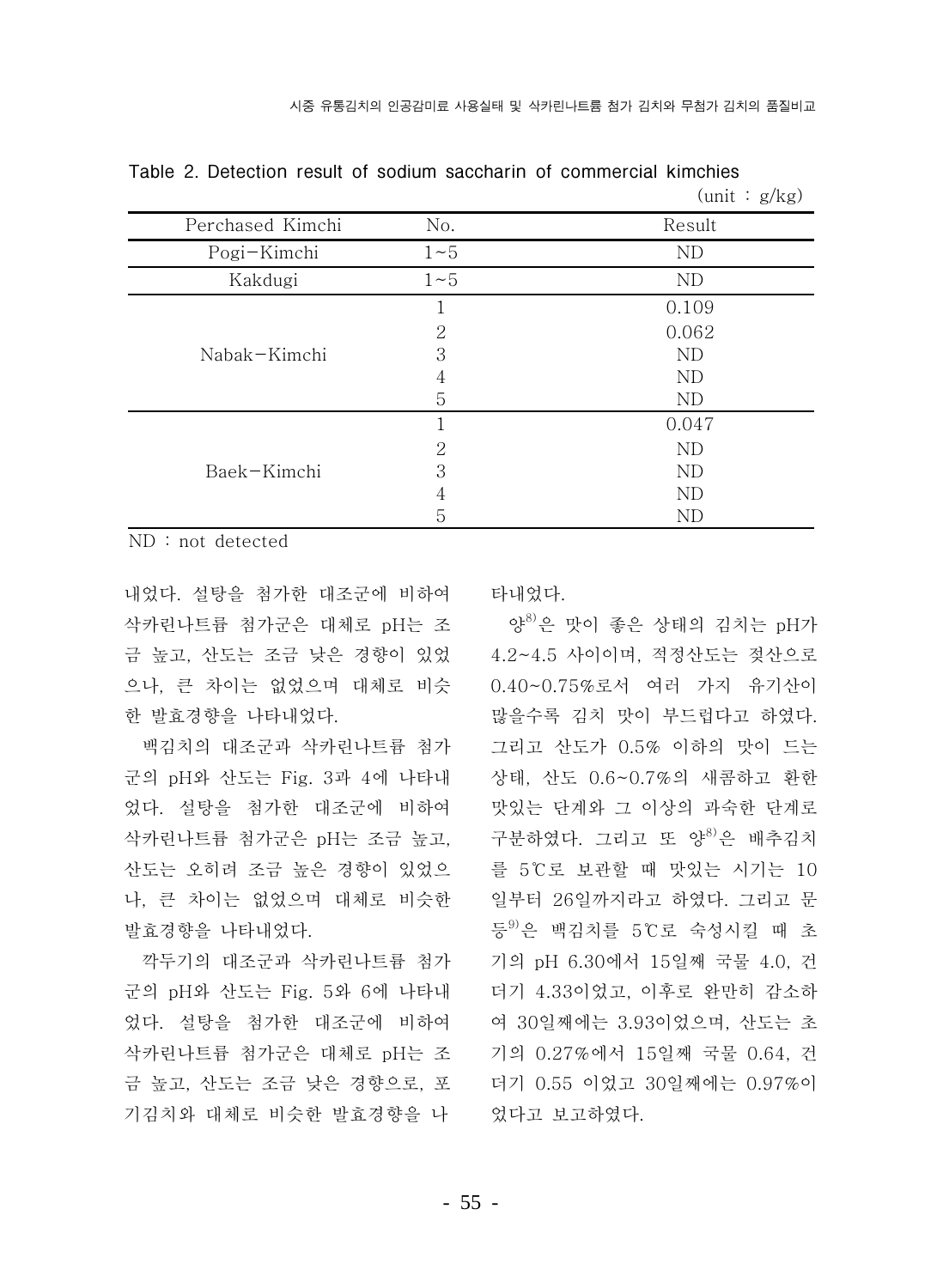Table 2. Detection result of sodium saccharin of commercial kimchies

(unit : g/kg)

| Perchased Kimchi | No. | Result |
|---|---|---|
| Pogi−Kimchi | 1~5 | ND |
| Kakdugi | 1~5 | ND |
| Nabak−Kimchi | 1 | 0.109 |
| | 2 | 0.062 |
| | 3 | ND |
| | 4 | ND |
| | 5 | ND |
| Baek−Kimchi | 1 | 0.047 |
| | 2 | ND |
| | 3 | ND |
| | 4 | ND |
| | 5 | ND |

ND : not detected

내었다. 설탕을 첨가한 대조군에 비하여 삭카린나트륨 첨가군은 대체로 pH는 조금 높고, 산도는 조금 낮은 경향이 있었으나, 큰 차이는 없었으며 대체로 비슷한 발효경향을 나타내었다.

백김치의 대조군과 삭카린나트륨 첨가군의 pH와 산도는 Fig. 3과 4에 나타내었다. 설탕을 첨가한 대조군에 비하여 삭카린나트륨 첨가군은 pH는 조금 높고, 산도는 오히려 조금 높은 경향이 있었으나, 큰 차이는 없었으며 대체로 비슷한 발효경향을 나타내었다.

깍두기의 대조군과 삭카린나트륨 첨가군의 pH와 산도는 Fig. 5와 6에 나타내었다. 설탕을 첨가한 대조군에 비하여 삭카린나트륨 첨가군은 대체로 pH는 조금 높고, 산도는 조금 낮은 경향으로, 포기김치와 대체로 비슷한 발효경향을 나타내었다.

양[8]은 맛이 좋은 상태의 김치는 pH가 4.2~4.5 사이이며, 적정산도는 젖산으로 0.40~0.75%로서 여러 가지 유기산이 많을수록 김치 맛이 부드럽다고 하였다. 그리고 산도가 0.5% 이하의 맛이 드는 상태, 산도 0.6~0.7%의 새콤하고 환한 맛있는 단계와 그 이상의 과숙한 단계로 구분하였다. 그리고 또 양[8]은 배추김치를 5℃로 보관할 때 맛있는 시기는 10일부터 26일까지라고 하였다. 그리고 문 등[9]은 백김치를 5℃로 숙성시킬 때 초기의 pH 6.30에서 15일째 국물 4.0, 건더기 4.33이었고, 이후로 완만히 감소하여 30일째에는 3.93이었으며, 산도는 초기의 0.27%에서 15일째 국물 0.64, 건더기 0.55 이었고 30일째에는 0.97%이었다고 보고하였다.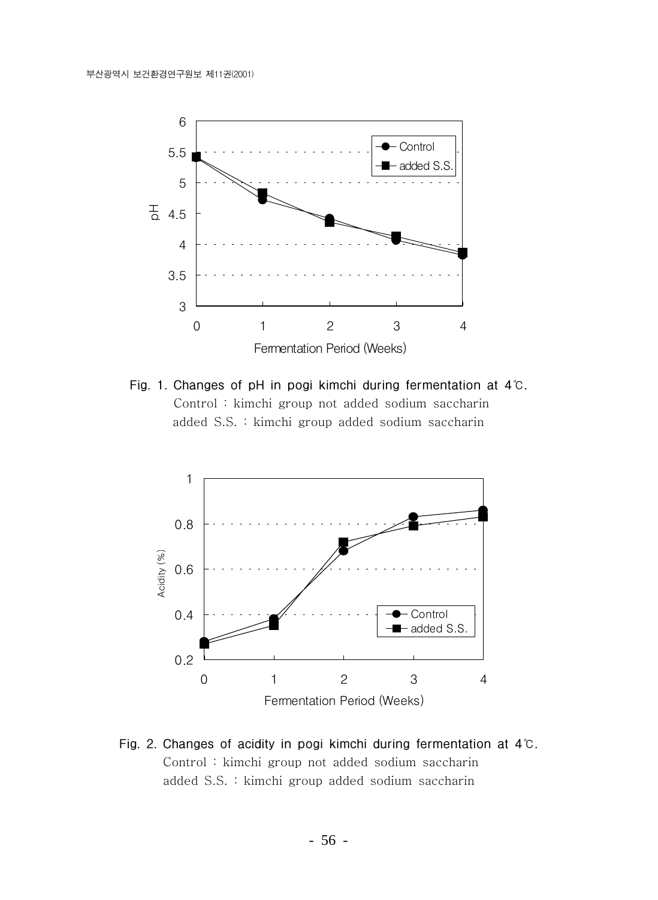Fig. 1. Changes of pH in pogi kimchi during fermentation at 4℃.

Control : kimchi group not added sodium saccharin

added S.S. : kimchi group added sodium saccharin

Fig. 2. Changes of acidity in pogi kimchi during fermentation at 4℃.

Control : kimchi group not added sodium saccharin

added S.S. : kimchi group added sodium saccharin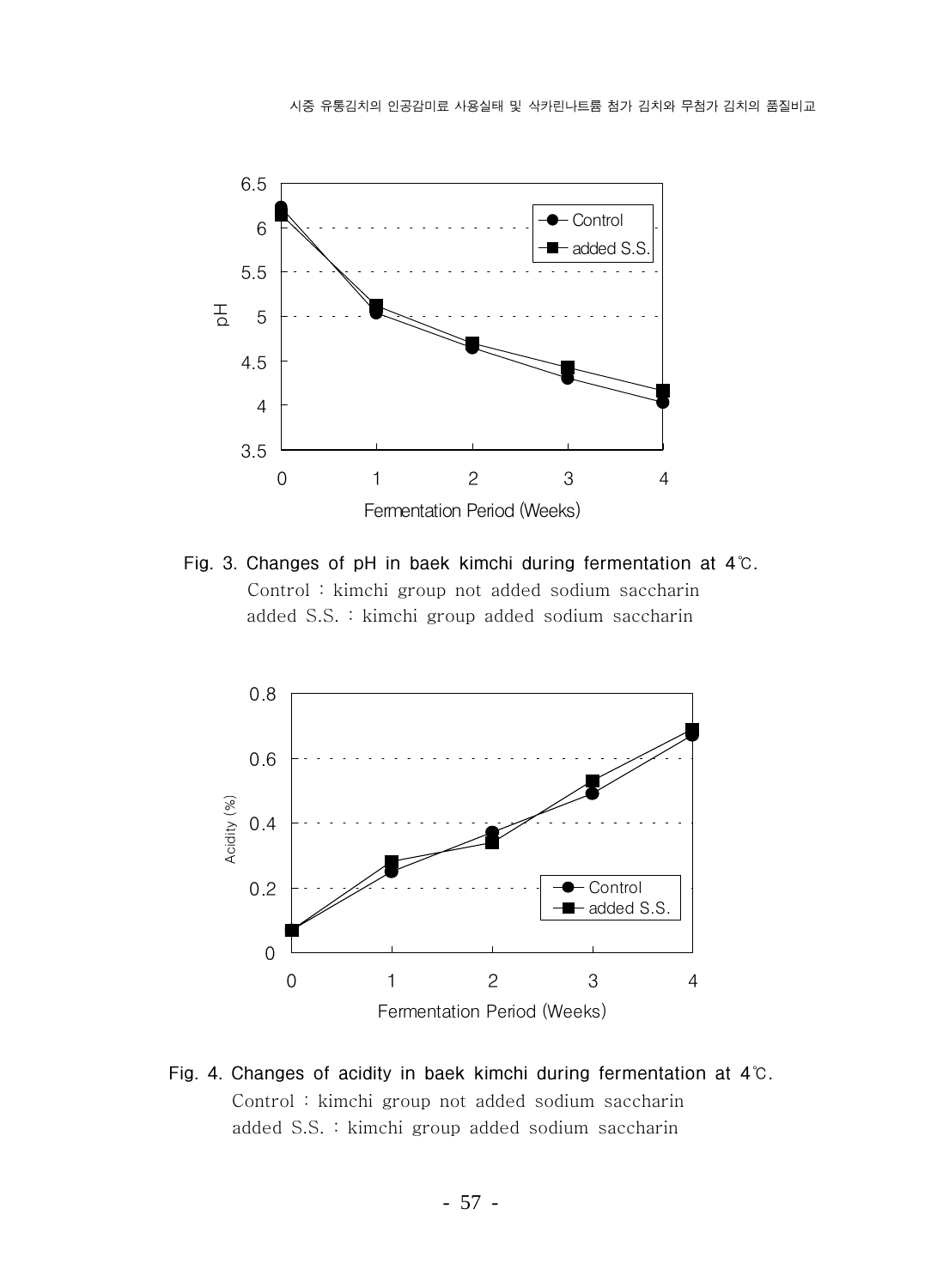Fig. 3. Changes of pH in baek kimchi during fermentation at 4℃.
Control : kimchi group not added sodium saccharin
added S.S. : kimchi group added sodium saccharin

Fig. 4. Changes of acidity in baek kimchi during fermentation at 4℃.
Control : kimchi group not added sodium saccharin
added S.S. : kimchi group added sodium saccharin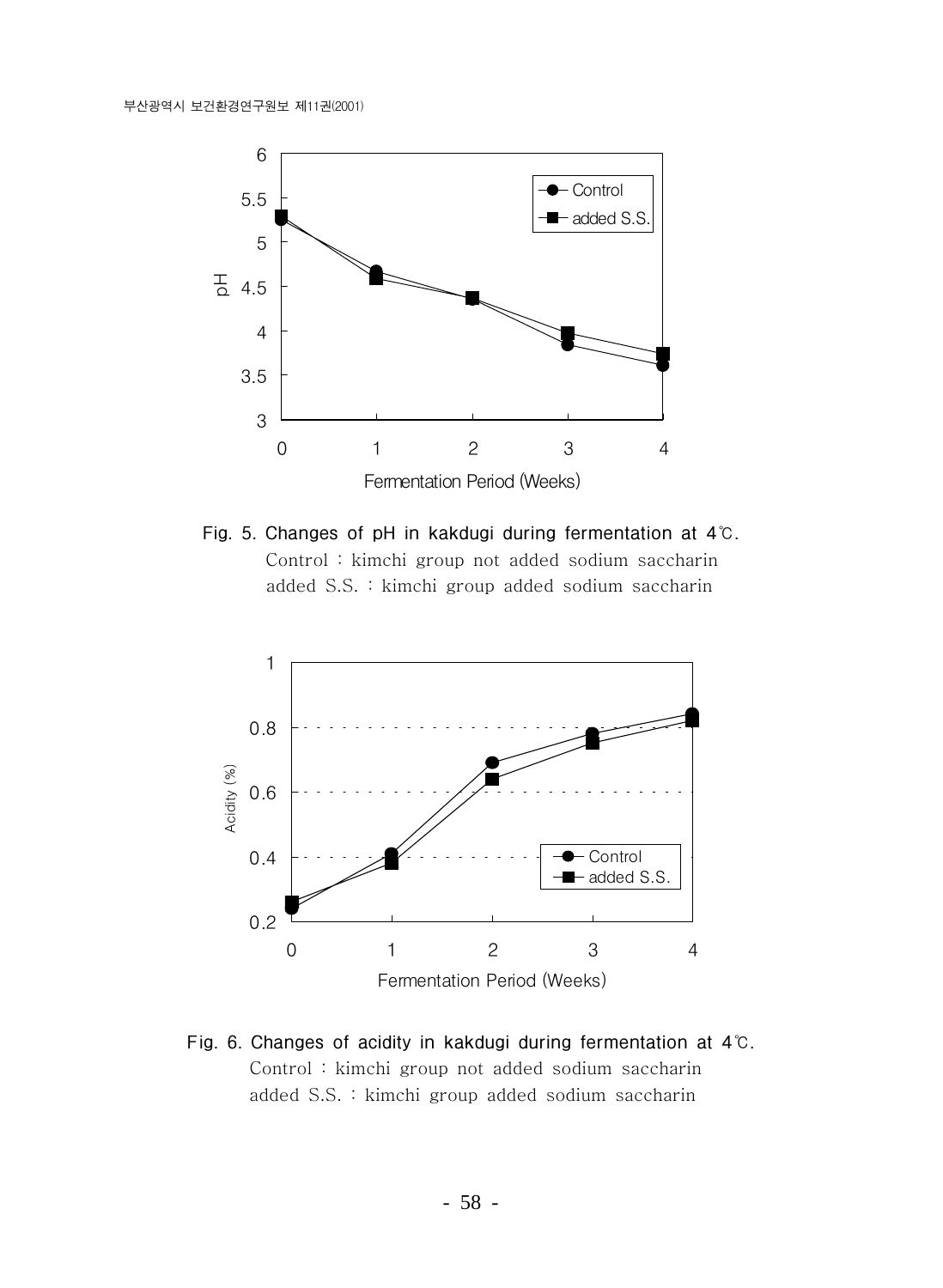Fig. 5. Changes of pH in kakdugi during fermentation at 4℃.

Control : kimchi group not added sodium saccharin

added S.S. : kimchi group added sodium saccharin

Fig. 6. Changes of acidity in kakdugi during fermentation at 4℃.

Control : kimchi group not added sodium saccharin

added S.S. : kimchi group added sodium saccharin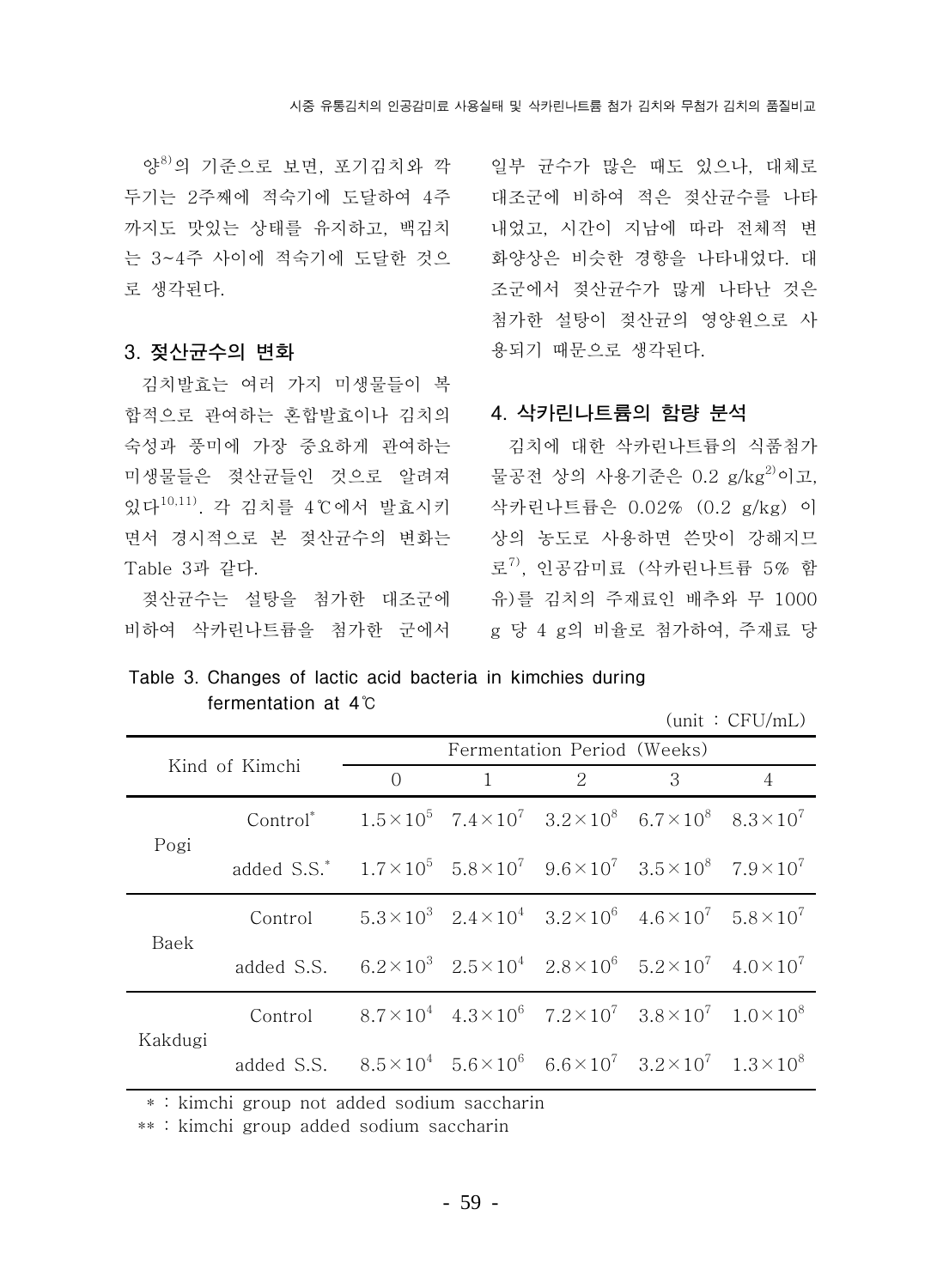양[8])의 기준으로 보면, 포기김치와 깍두기는 2주째에 적숙기에 도달하여 4주까지도 맛있는 상태를 유지하고, 백김치는 3~4주 사이에 적숙기에 도달한 것으로 생각된다.

### 3. 젖산균수의 변화

김치발효는 여러 가지 미생물들이 복합적으로 관여하는 혼합발효이나 김치의 숙성과 풍미에 가장 중요하게 관여하는 미생물들은 젖산균들인 것으로 알려져 있다[10,11]. 각 김치를 4℃에서 발효시키면서 경시적으로 본 젖산균수의 변화는 Table 3과 같다.

젖산균수는 설탕을 첨가한 대조군에 비하여 삭카린나트륨을 첨가한 군에서 일부 균수가 많은 때도 있으나, 대체로 대조군에 비하여 적은 젖산균수를 나타내었고, 시간이 지남에 따라 전체적 변화양상은 비슷한 경향을 나타내었다. 대조군에서 젖산균수가 많게 나타난 것은 첨가한 설탕이 젖산균의 영양원으로 사용되기 때문으로 생각된다.

### 4. 삭카린나트륨의 함량 분석

김치에 대한 삭카린나트륨의 식품첨가물공전 상의 사용기준은 0.2 g/kg[2])이고, 삭카린나트륨은 0.02% (0.2 g/kg) 이상의 농도로 사용하면 쓴맛이 강해지므로[7]), 인공감미료 (삭카린나트륨 5% 함유)를 김치의 주재료인 배추와 무 1000 g 당 4 g의 비율로 첨가하여, 주재료 당

Table 3. Changes of lactic acid bacteria in kimchies during fermentation at 4℃

(unit : CFU/mL)

| Kind of Kimchi | | Fermentation Period (Weeks) | | | | |
|---|---|---|---|---|---|---|
| | | 0 | 1 | 2 | 3 | 4 |
| Pogi | Control* | $1.5\times10^5$ | $7.4\times10^7$ | $3.2\times10^8$ | $6.7\times10^8$ | $8.3\times10^7$ |
| | added S.S.* | $1.7\times10^5$ | $5.8\times10^7$ | $9.6\times10^7$ | $3.5\times10^8$ | $7.9\times10^7$ |
| Baek | Control | $5.3\times10^3$ | $2.4\times10^4$ | $3.2\times10^6$ | $4.6\times10^7$ | $5.8\times10^7$ |
| | added S.S. | $6.2\times10^3$ | $2.5\times10^4$ | $2.8\times10^6$ | $5.2\times10^7$ | $4.0\times10^7$ |
| Kakdugi | Control | $8.7\times10^4$ | $4.3\times10^6$ | $7.2\times10^7$ | $3.8\times10^7$ | $1.0\times10^8$ |
| | added S.S. | $8.5\times10^4$ | $5.6\times10^6$ | $6.6\times10^7$ | $3.2\times10^7$ | $1.3\times10^8$ |

* : kimchi group not added sodium saccharin

** : kimchi group added sodium saccharin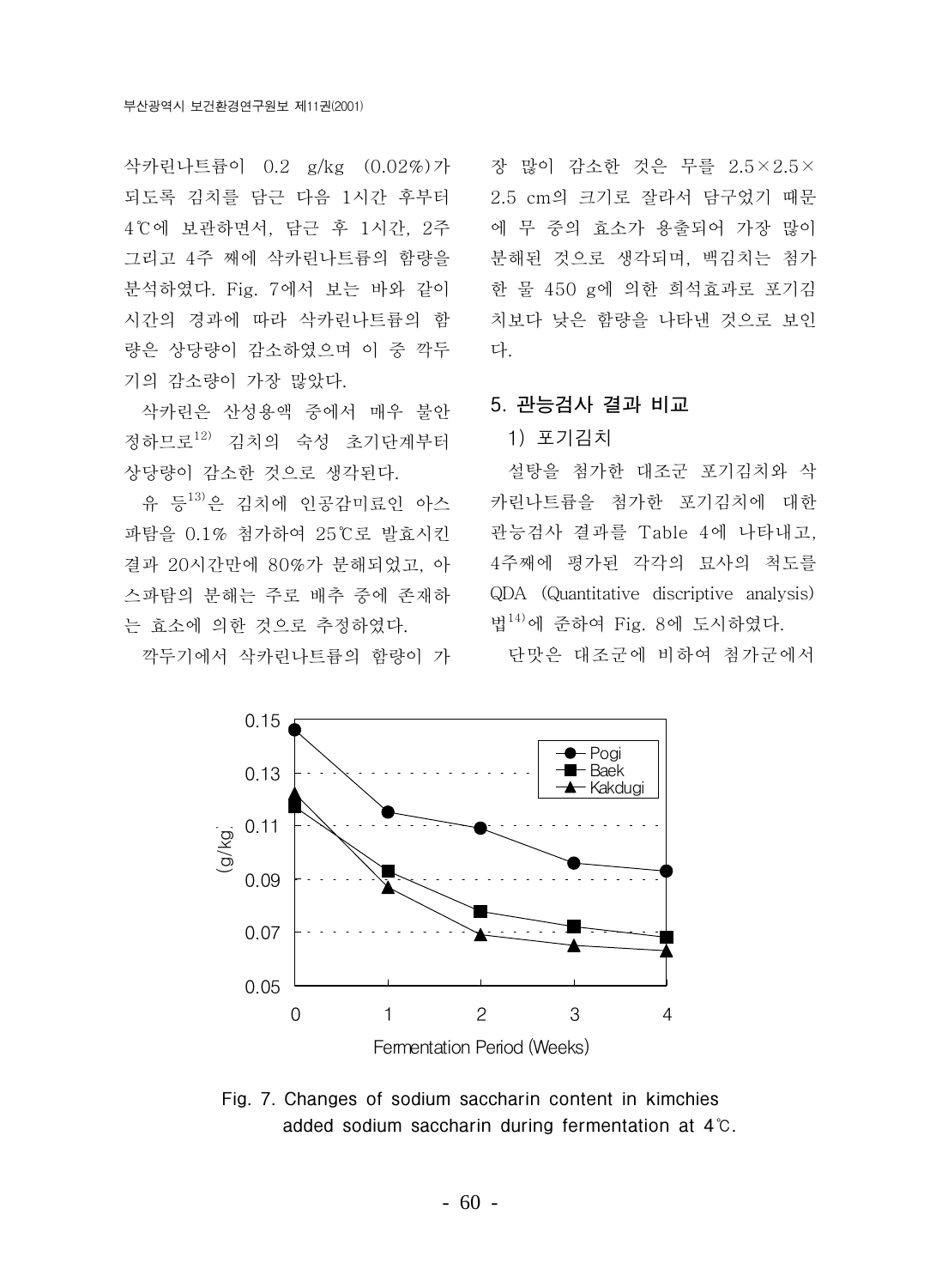삭카린나트륨이 0.2 g/kg (0.02%)가 되도록 김치를 담근 다음 1시간 후부터 4℃에 보관하면서, 담근 후 1시간, 2주 그리고 4주 째에 삭카린나트륨의 함량을 분석하였다. Fig. 7에서 보는 바와 같이 시간의 경과에 따라 삭카린나트륨의 함량은 상당량이 감소하였으며 이 중 깍두기의 감소량이 가장 많았다.

삭카린은 산성용액 중에서 매우 불안정하므로[12] 김치의 숙성 초기단계부터 상당량이 감소한 것으로 생각된다.

유 등[13]은 김치에 인공감미료인 아스파탐을 0.1% 첨가하여 25℃로 발효시킨 결과 20시간만에 80%가 분해되었고, 아스파탐의 분해는 주로 배추 중에 존재하는 효소에 의한 것으로 추정하였다.

깍두기에서 삭카린나트륨의 함량이 가장 많이 감소한 것은 무를 2.5×2.5×2.5 cm의 크기로 잘라서 담구었기 때문에 무 중의 효소가 용출되어 가장 많이 분해된 것으로 생각되며, 백김치는 첨가한 물 450 g에 의한 희석효과로 포기김치보다 낮은 함량을 나타낸 것으로 보인다.

## 5. 관능검사 결과 비교

### 1) 포기김치

설탕을 첨가한 대조군 포기김치와 삭카린나트륨을 첨가한 포기김치에 대한 관능검사 결과를 Table 4에 나타내고, 4주째에 평가된 각각의 묘사의 척도를 QDA (Quantitative discriptive analysis)법[14]에 준하여 Fig. 8에 도시하였다.

단맛은 대조군에 비하여 첨가군에서

Fig. 7. Changes of sodium saccharin content in kimchies added sodium saccharin during fermentation at 4℃.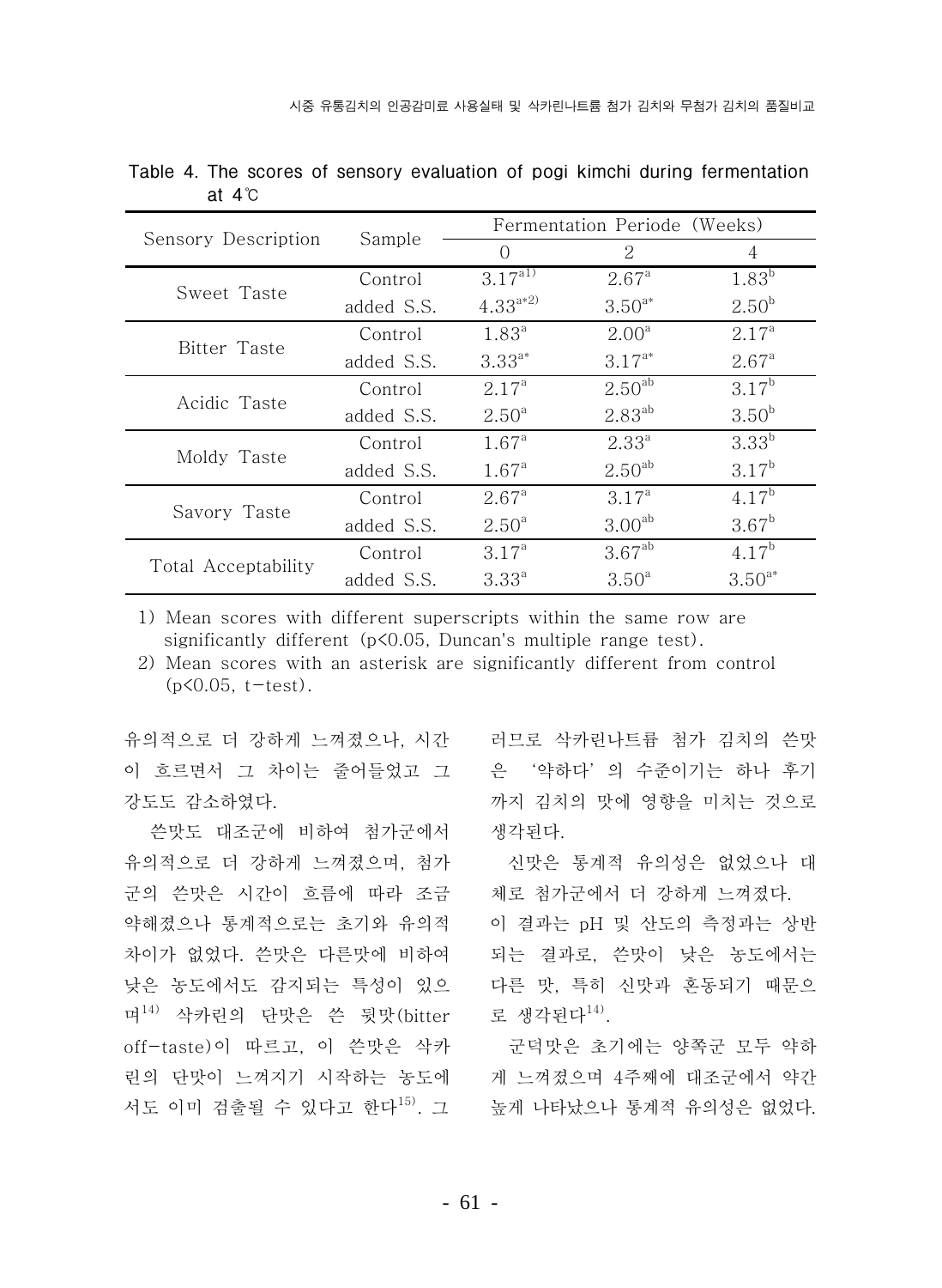Table 4. The scores of sensory evaluation of pogi kimchi during fermentation at 4℃

| Sensory Description | Sample | Fermentation Periode (Weeks) | | |
|---|---|---|---|---|
| | | 0 | 2 | 4 |
| Sweet Taste | Control | $3.17^{a1)}$ | $2.67^{a}$ | $1.83^{b}$ |
| | added S.S. | $4.33^{a*2)}$ | $3.50^{a*}$ | $2.50^{b}$ |
| Bitter Taste | Control | $1.83^{a}$ | $2.00^{a}$ | $2.17^{a}$ |
| | added S.S. | $3.33^{a*}$ | $3.17^{a*}$ | $2.67^{a}$ |
| Acidic Taste | Control | $2.17^{a}$ | $2.50^{ab}$ | $3.17^{b}$ |
| | added S.S. | $2.50^{a}$ | $2.83^{ab}$ | $3.50^{b}$ |
| Moldy Taste | Control | $1.67^{a}$ | $2.33^{a}$ | $3.33^{b}$ |
| | added S.S. | $1.67^{a}$ | $2.50^{ab}$ | $3.17^{b}$ |
| Savory Taste | Control | $2.67^{a}$ | $3.17^{a}$ | $4.17^{b}$ |
| | added S.S. | $2.50^{a}$ | $3.00^{ab}$ | $3.67^{b}$ |
| Total Acceptability | Control | $3.17^{a}$ | $3.67^{ab}$ | $4.17^{b}$ |
| | added S.S. | $3.33^{a}$ | $3.50^{a}$ | $3.50^{a*}$ |

1) Mean scores with different superscripts within the same row are significantly different ($p<0.05$, Duncan's multiple range test).
2) Mean scores with an asterisk are significantly different from control ($p<0.05$, t-test).

유의적으로 더 강하게 느껴졌으나, 시간이 흐르면서 그 차이는 줄어들었고 그 강도도 감소하였다.

쓴맛도 대조군에 비하여 첨가군에서 유의적으로 더 강하게 느껴졌으며, 첨가군의 쓴맛은 시간이 흐름에 따라 조금 약해졌으나 통계적으로는 초기와 유의적 차이가 없었다. 쓴맛은 다른맛에 비하여 낮은 농도에서도 감지되는 특성이 있으며[14] 삭카린의 단맛은 쓴 뒷맛(bitter off-taste)이 따르고, 이 쓴맛은 삭카린의 단맛이 느껴지기 시작하는 농도에서도 이미 검출될 수 있다고 한다[15]. 그러므로 삭카린나트륨 첨가 김치의 쓴맛은 '약하다'의 수준이기는 하나 후기까지 김치의 맛에 영향을 미치는 것으로 생각된다.

신맛은 통계적 유의성은 없었으나 대체로 첨가군에서 더 강하게 느껴졌다. 이 결과는 pH 및 산도의 측정과는 상반되는 결과로, 쓴맛이 낮은 농도에서는 다른 맛, 특히 신맛과 혼동되기 때문으로 생각된다[14].

군덕맛은 초기에는 양쪽군 모두 약하게 느껴졌으며 4주째에 대조군에서 약간 높게 나타났으나 통계적 유의성은 없었다.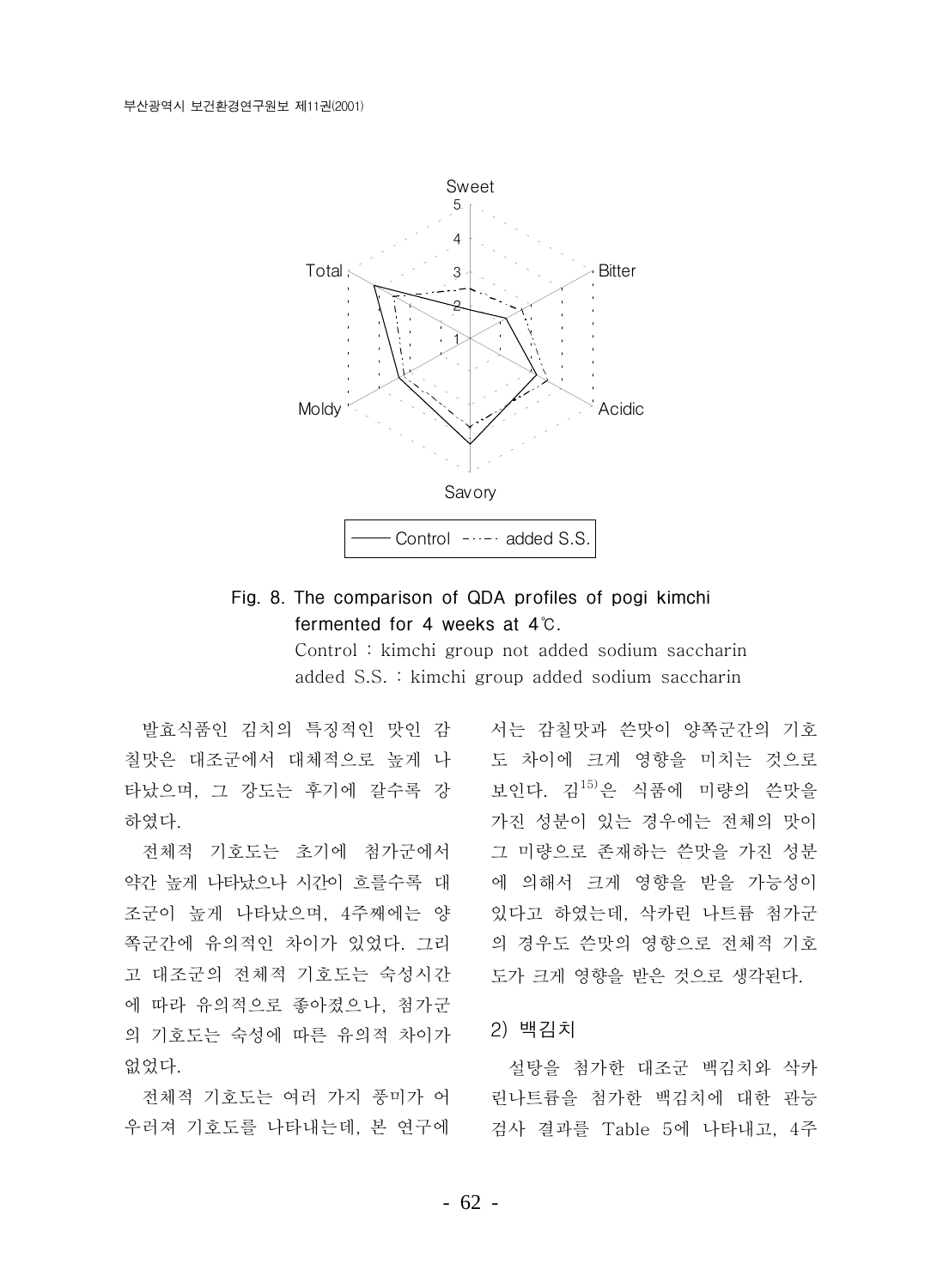Fig. 8. The comparison of QDA profiles of pogi kimchi fermented for 4 weeks at 4℃.

Control : kimchi group not added sodium saccharin

added S.S. : kimchi group added sodium saccharin

발효식품인 김치의 특징적인 맛인 감칠맛은 대조군에서 대체적으로 높게 나타났으며, 그 강도는 후기에 갈수록 강하였다.

전체적 기호도는 초기에 첨가군에서 약간 높게 나타났으나 시간이 흐를수록 대조군이 높게 나타났으며, 4주째에는 양쪽군간에 유의적인 차이가 있었다. 그리고 대조군의 전체적 기호도는 숙성시간에 따라 유의적으로 좋아졌으나, 첨가군의 기호도는 숙성에 따른 유의적 차이가 없었다.

전체적 기호도는 여러 가지 풍미가 어우러져 기호도를 나타내는데, 본 연구에서는 감칠맛과 쓴맛이 양쪽군간의 기호도 차이에 크게 영향을 미치는 것으로 보인다. 김[15]은 식품에 미량의 쓴맛을 가진 성분이 있는 경우에는 전체의 맛이 그 미량으로 존재하는 쓴맛을 가진 성분에 의해서 크게 영향을 받을 가능성이 있다고 하였는데, 삭카린 나트륨 첨가군의 경우도 쓴맛의 영향으로 전체적 기호도가 크게 영향을 받은 것으로 생각된다.

### 2) 백김치

설탕을 첨가한 대조군 백김치와 삭카린나트륨을 첨가한 백김치에 대한 관능검사 결과를 Table 5에 나타내고, 4주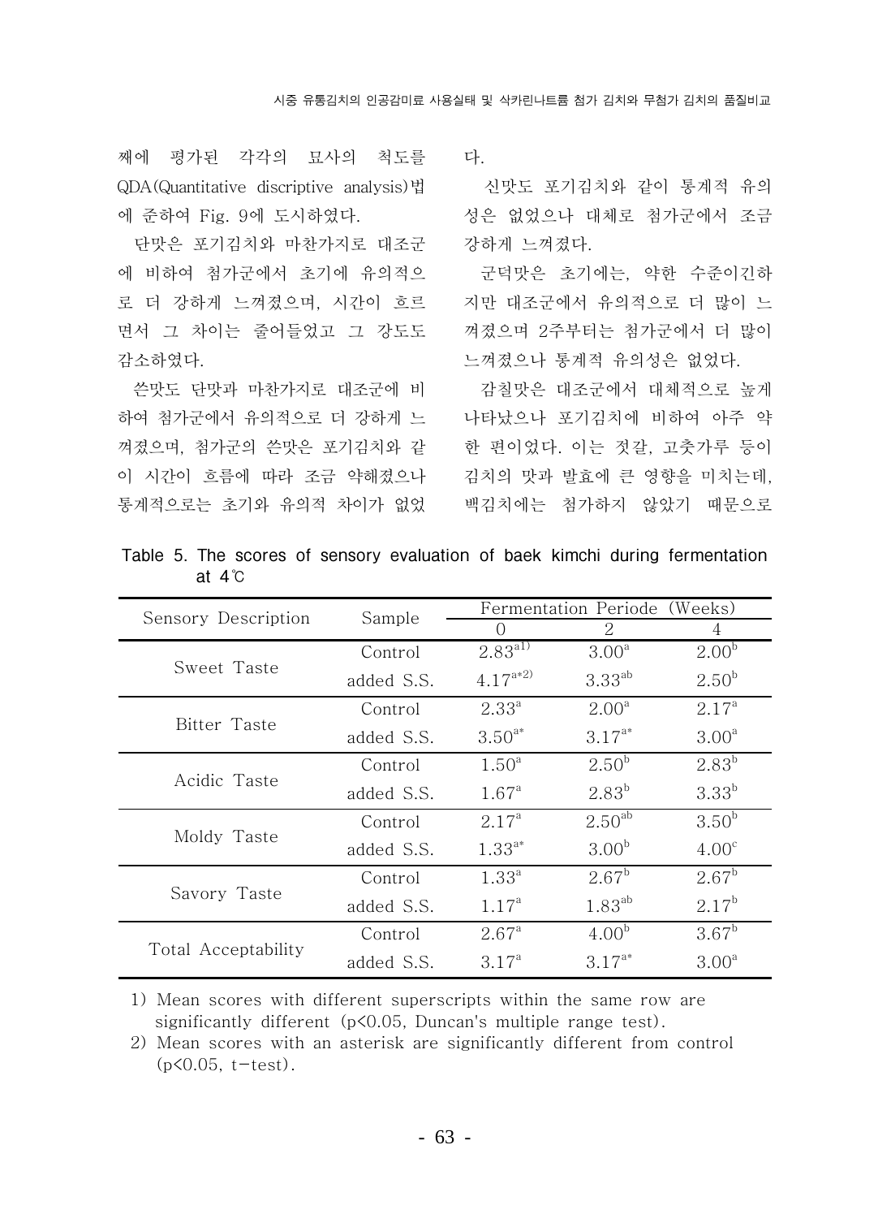째에 평가된 각각의 묘사의 척도를 QDA(Quantitative discriptive analysis)법에 준하여 Fig. 9에 도시하였다.

단맛은 포기김치와 마찬가지로 대조군에 비하여 첨가군에서 초기에 유의적으로 더 강하게 느껴졌으며, 시간이 흐르면서 그 차이는 줄어들었고 그 강도도 감소하였다.

쓴맛도 단맛과 마찬가지로 대조군에 비하여 첨가군에서 유의적으로 더 강하게 느껴졌으며, 첨가군의 쓴맛은 포기김치와 같이 시간이 흐름에 따라 조금 약해졌으나 통계적으로는 초기와 유의적 차이가 없었다.

신맛도 포기김치와 같이 통계적 유의성은 없었으나 대체로 첨가군에서 조금 강하게 느껴졌다.

군덕맛은 초기에는, 약한 수준이긴하지만 대조군에서 유의적으로 더 많이 느껴졌으며 2주부터는 첨가군에서 더 많이 느껴졌으나 통계적 유의성은 없었다.

감칠맛은 대조군에서 대체적으로 높게 나타났으나 포기김치에 비하여 아주 약한 편이었다. 이는 젓갈, 고춧가루 등이 김치의 맛과 발효에 큰 영향을 미치는데, 백김치에는 첨가하지 않았기 때문으로

Table 5. The scores of sensory evaluation of baek kimchi during fermentation at 4℃

| Sensory Description | Sample | Fermentation Periode (Weeks) | | |
|---|---|---|---|---|
| | | 0 | 2 | 4 |
| Sweet Taste | Control | $2.83^{a1)}$ | $3.00^{a}$ | $2.00^{b}$ |
| | added S.S. | $4.17^{a*2)}$ | $3.33^{ab}$ | $2.50^{b}$ |
| Bitter Taste | Control | $2.33^{a}$ | $2.00^{a}$ | $2.17^{a}$ |
| | added S.S. | $3.50^{a*}$ | $3.17^{a*}$ | $3.00^{a}$ |
| Acidic Taste | Control | $1.50^{a}$ | $2.50^{b}$ | $2.83^{b}$ |
| | added S.S. | $1.67^{a}$ | $2.83^{b}$ | $3.33^{b}$ |
| Moldy Taste | Control | $2.17^{a}$ | $2.50^{ab}$ | $3.50^{b}$ |
| | added S.S. | $1.33^{a*}$ | $3.00^{b}$ | $4.00^{c}$ |
| Savory Taste | Control | $1.33^{a}$ | $2.67^{b}$ | $2.67^{b}$ |
| | added S.S. | $1.17^{a}$ | $1.83^{ab}$ | $2.17^{b}$ |
| Total Acceptability | Control | $2.67^{a}$ | $4.00^{b}$ | $3.67^{b}$ |
| | added S.S. | $3.17^{a}$ | $3.17^{a*}$ | $3.00^{a}$ |

1) Mean scores with different superscripts within the same row are significantly different ($p<0.05$, Duncan's multiple range test).

2) Mean scores with an asterisk are significantly different from control ($p<0.05$, t−test).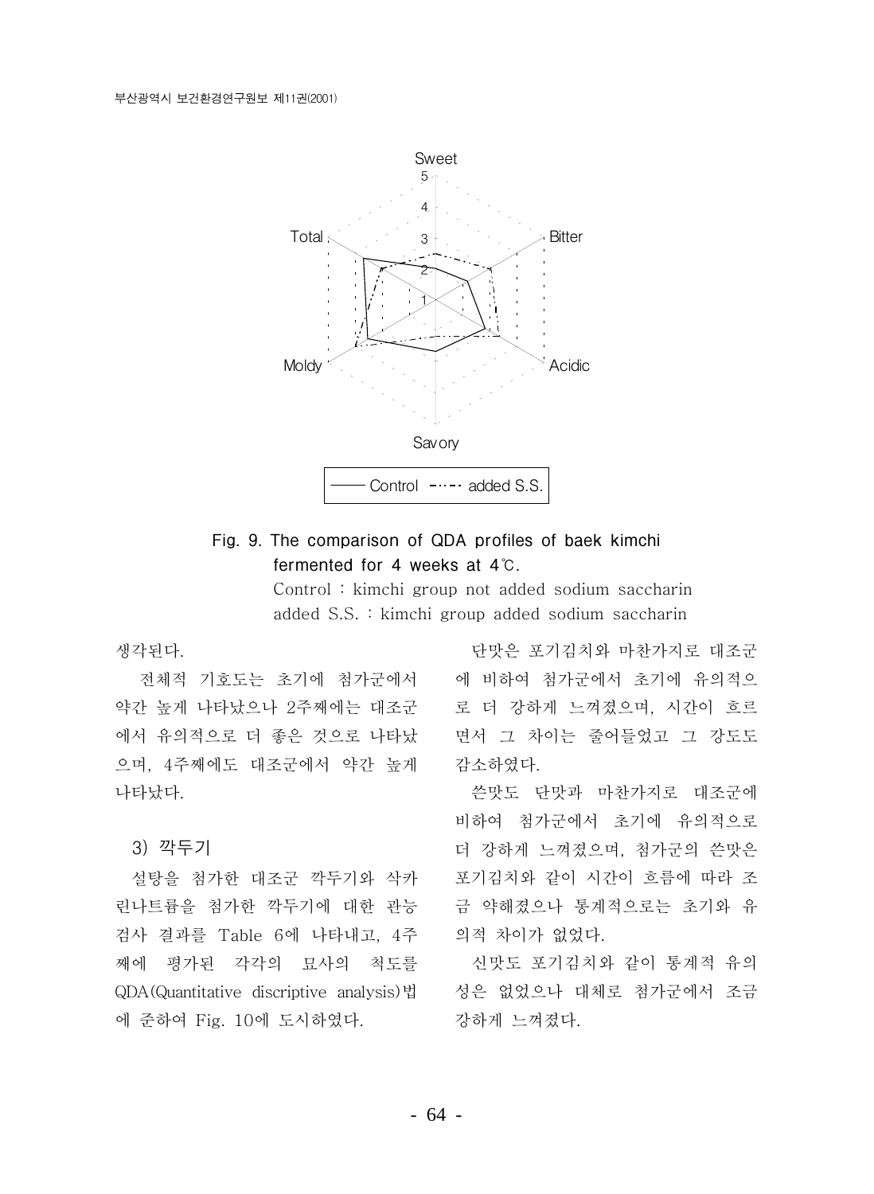Fig. 9. The comparison of QDA profiles of baek kimchi fermented for 4 weeks at 4℃.

Control : kimchi group not added sodium saccharin

added S.S. : kimchi group added sodium saccharin

생각된다.

전체적 기호도는 초기에 첨가군에서 약간 높게 나타났으나 2주째에는 대조군에서 유의적으로 더 좋은 것으로 나타났으며, 4주째에도 대조군에서 약간 높게 나타났다.

### 3) 깍두기

설탕을 첨가한 대조군 깍두기와 삭카린나트륨을 첨가한 깍두기에 대한 관능검사 결과를 Table 6에 나타내고, 4주째에 평가된 각각의 묘사의 척도를 QDA(Quantitative discriptive analysis)법에 준하여 Fig. 10에 도시하였다.

단맛은 포기김치와 마찬가지로 대조군에 비하여 첨가군에서 초기에 유의적으로 더 강하게 느껴졌으며, 시간이 흐르면서 그 차이는 줄어들었고 그 강도도 감소하였다.

쓴맛도 단맛과 마찬가지로 대조군에 비하여 첨가군에서 초기에 유의적으로 더 강하게 느껴졌으며, 첨가군의 쓴맛은 포기김치와 같이 시간이 흐름에 따라 조금 약해졌으나 통계적으로는 초기와 유의적 차이가 없었다.

신맛도 포기김치와 같이 통계적 유의성은 없었으나 대체로 첨가군에서 조금 강하게 느껴졌다.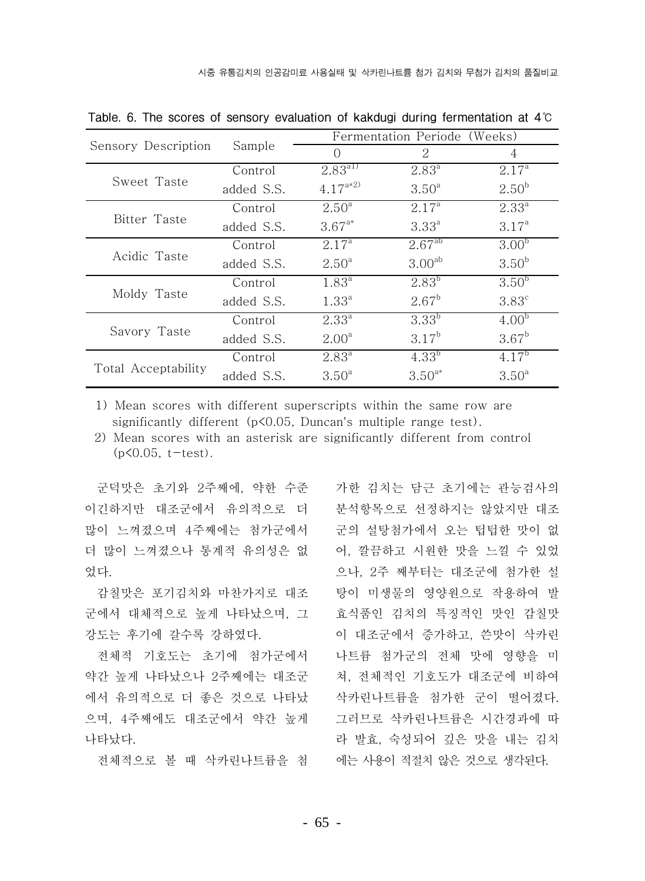Table. 6. The scores of sensory evaluation of kakdugi during fermentation at 4℃

| Sensory Description | Sample | Fermentation Periode (Weeks) | | |
|---|---|---|---|---|
| | | 0 | 2 | 4 |
| Sweet Taste | Control | 2.83[a1)] | 2.83[a] | 2.17[a] |
| | added S.S. | 4.17[a*2)] | 3.50[a] | 2.50[b] |
| Bitter Taste | Control | 2.50[a] | 2.17[a] | 2.33[a] |
| | added S.S. | 3.67[a*] | 3.33[a] | 3.17[a] |
| Acidic Taste | Control | 2.17[a] | 2.67[ab] | 3.00[b] |
| | added S.S. | 2.50[a] | 3.00[ab] | 3.50[b] |
| Moldy Taste | Control | 1.83[a] | 2.83[b] | 3.50[b] |
| | added S.S. | 1.33[a] | 2.67[b] | 3.83[c] |
| Savory Taste | Control | 2.33[a] | 3.33[b] | 4.00[b] |
| | added S.S. | 2.00[a] | 3.17[b] | 3.67[b] |
| Total Acceptability | Control | 2.83[a] | 4.33[b] | 4.17[b] |
| | added S.S. | 3.50[a] | 3.50[a*] | 3.50[a] |

1) Mean scores with different superscripts within the same row are significantly different ($p<0.05$, Duncan's multiple range test).
2) Mean scores with an asterisk are significantly different from control ($p<0.05$, t-test).

군덕맛은 초기와 2주째에, 약한 수준이긴하지만 대조군에서 유의적으로 더 많이 느껴졌으며 4주째에는 첨가군에서 더 많이 느껴졌으나 통계적 유의성은 없었다.

감칠맛은 포기김치와 마찬가지로 대조군에서 대체적으로 높게 나타났으며, 그 강도는 후기에 갈수록 강하였다.

전체적 기호도는 초기에 첨가군에서 약간 높게 나타났으나 2주째에는 대조군에서 유의적으로 더 좋은 것으로 나타났으며, 4주째에도 대조군에서 약간 높게 나타났다.

전체적으로 볼 때 삭카린나트륨을 첨가한 김치는 담근 초기에는 관능검사의 분석항목으로 선정하지는 않았지만 대조군의 설탕첨가에서 오는 텁텁한 맛이 없어, 깔끔하고 시원한 맛을 느낄 수 있었으나, 2주 째부터는 대조군에 첨가한 설탕이 미생물의 영양원으로 작용하여 발효식품인 김치의 특징적인 맛인 감칠맛이 대조군에서 증가하고, 쓴맛이 삭카린나트륨 첨가군의 전체 맛에 영향을 미쳐, 전체적인 기호도가 대조군에 비하여 삭카린나트륨을 첨가한 군이 떨어졌다. 그러므로 삭카린나트륨은 시간경과에 따라 발효, 숙성되어 깊은 맛을 내는 김치에는 사용이 적절치 않은 것으로 생각된다.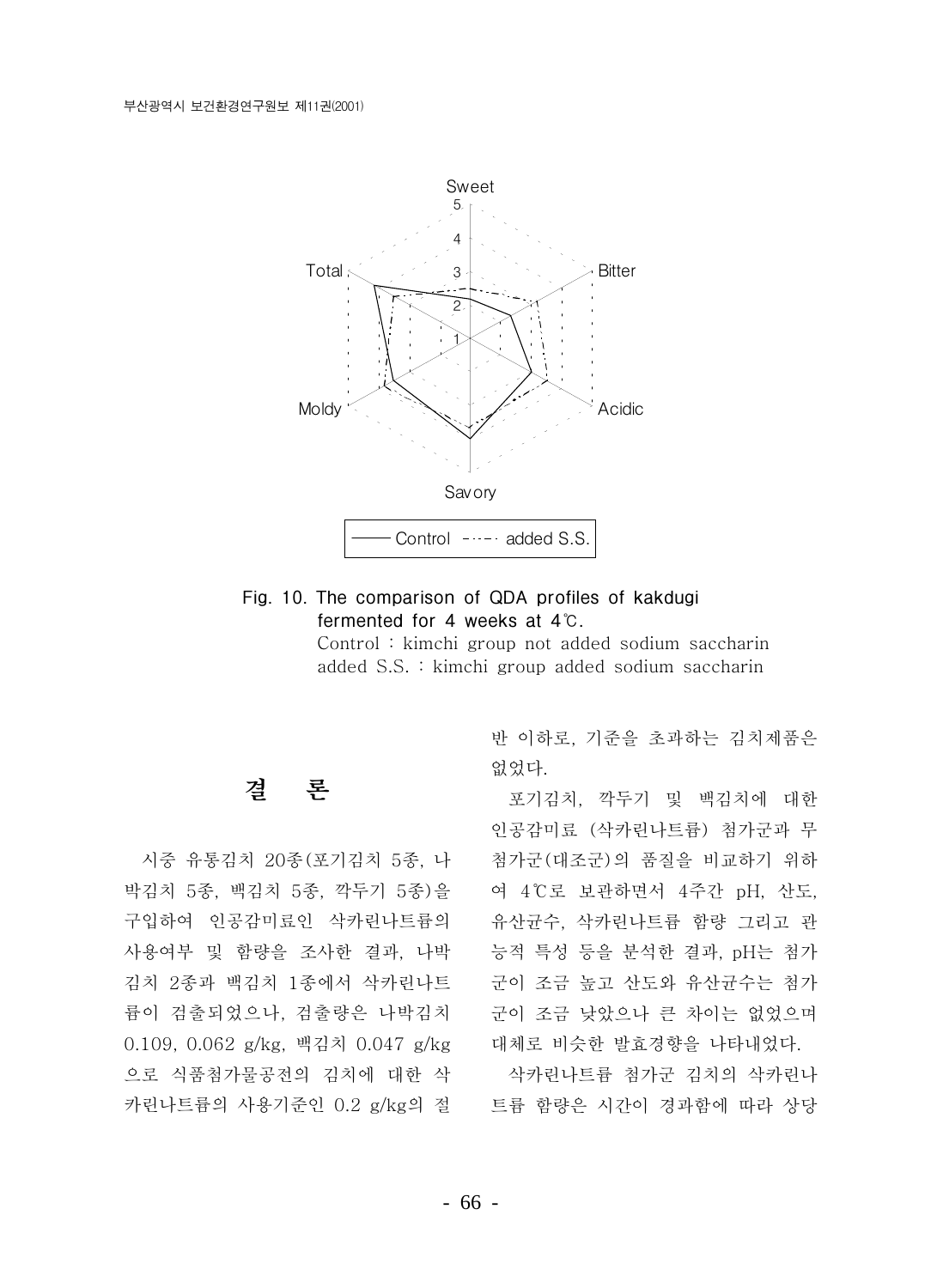Fig. 10. The comparison of QDA profiles of kakdugi fermented for 4 weeks at 4℃.
Control : kimchi group not added sodium saccharin
added S.S. : kimchi group added sodium saccharin

## 결 론

시중 유통김치 20종(포기김치 5종, 나박김치 5종, 백김치 5종, 깍두기 5종)을 구입하여 인공감미료인 삭카린나트륨의 사용여부 및 함량을 조사한 결과, 나박김치 2종과 백김치 1종에서 삭카린나트륨이 검출되었으나, 검출량은 나박김치 0.109, 0.062 g/kg, 백김치 0.047 g/kg으로 식품첨가물공전의 김치에 대한 삭카린나트륨의 사용기준인 0.2 g/kg의 절반 이하로, 기준을 초과하는 김치제품은 없었다.

포기김치, 깍두기 및 백김치에 대한 인공감미료 (삭카린나트륨) 첨가군과 무첨가군(대조군)의 품질을 비교하기 위하여 4℃로 보관하면서 4주간 pH, 산도, 유산균수, 삭카린나트륨 함량 그리고 관능적 특성 등을 분석한 결과, pH는 첨가군이 조금 높고 산도와 유산균수는 첨가군이 조금 낮았으나 큰 차이는 없었으며 대체로 비슷한 발효경향을 나타내었다.

삭카린나트륨 첨가군 김치의 삭카린나트륨 함량은 시간이 경과함에 따라 상당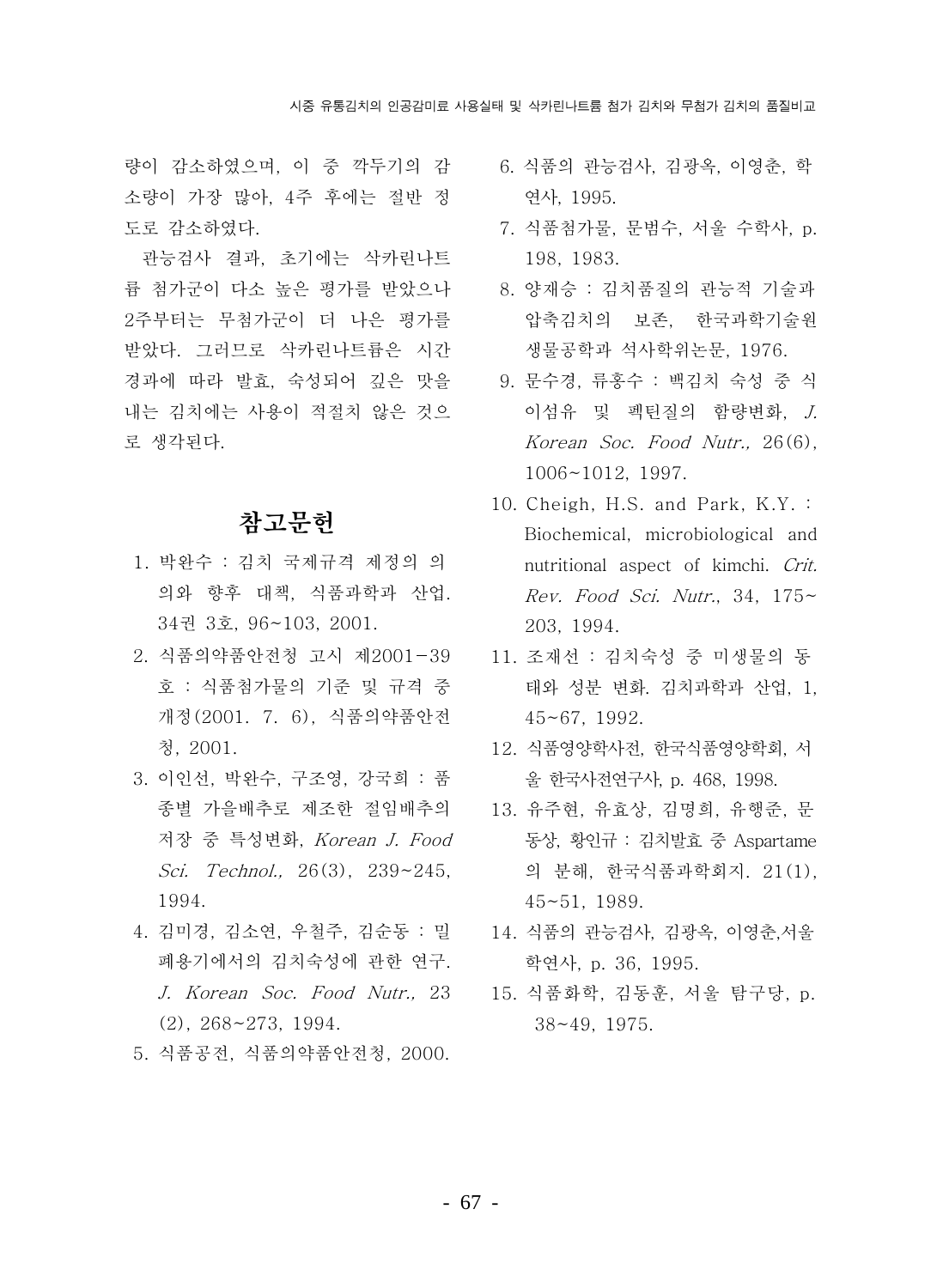량이 감소하였으며, 이 중 깍두기의 감소량이 가장 많아, 4주 후에는 절반 정도로 감소하였다.

관능검사 결과, 초기에는 삭카린나트륨 첨가군이 다소 높은 평가를 받았으나 2주부터는 무첨가군이 더 나은 평가를 받았다. 그러므로 삭카린나트륨은 시간 경과에 따라 발효, 숙성되어 깊은 맛을 내는 김치에는 사용이 적절치 않은 것으로 생각된다.

## 참고문헌

1. 박완수 : 김치 국제규격 제정의 의의와 향후 대책, 식품과학과 산업. 34권 3호, 96~103, 2001.
2. 식품의약품안전청 고시 제2001-39호 : 식품첨가물의 기준 및 규격 중 개정(2001. 7. 6), 식품의약품안전청, 2001.
3. 이인선, 박완수, 구조영, 강국희 : 품종별 가을배추로 제조한 절임배추의 저장 중 특성변화, *Korean J. Food Sci. Technol.,* 26(3), 239~245, 1994.
4. 김미경, 김소연, 우철주, 김순동 : 밀폐용기에서의 김치숙성에 관한 연구. *J. Korean Soc. Food Nutr.,* 23(2), 268~273, 1994.
5. 식품공전, 식품의약품안전청, 2000.
6. 식품의 관능검사, 김광옥, 이영춘, 학연사, 1995.
7. 식품첨가물, 문범수, 서울 수학사, p. 198, 1983.
8. 양재승 : 김치품질의 관능적 기술과 압축김치의 보존, 한국과학기술원 생물공학과 석사학위논문, 1976.
9. 문수경, 류홍수 : 백김치 숙성 중 식이섬유 및 펙틴질의 함량변화, *J. Korean Soc. Food Nutr.,* 26(6), 1006~1012, 1997.
10. Cheigh, H.S. and Park, K.Y. : Biochemical, microbiological and nutritional aspect of kimchi. *Crit. Rev. Food Sci. Nutr.*, 34, 175~203, 1994.
11. 조재선 : 김치숙성 중 미생물의 동태와 성분 변화. 김치과학과 산업, 1, 45~67, 1992.
12. 식품영양학사전, 한국식품영양학회, 서울 한국사전연구사, p. 468, 1998.
13. 유주현, 유효상, 김명희, 유행준, 문동상, 황인규 : 김치발효 중 Aspartame의 분해, 한국식품과학회지. 21(1), 45~51, 1989.
14. 식품의 관능검사, 김광옥, 이영춘,서울 학연사, p. 36, 1995.
15. 식품화학, 김동훈, 서울 탐구당, p. 38~49, 1975.